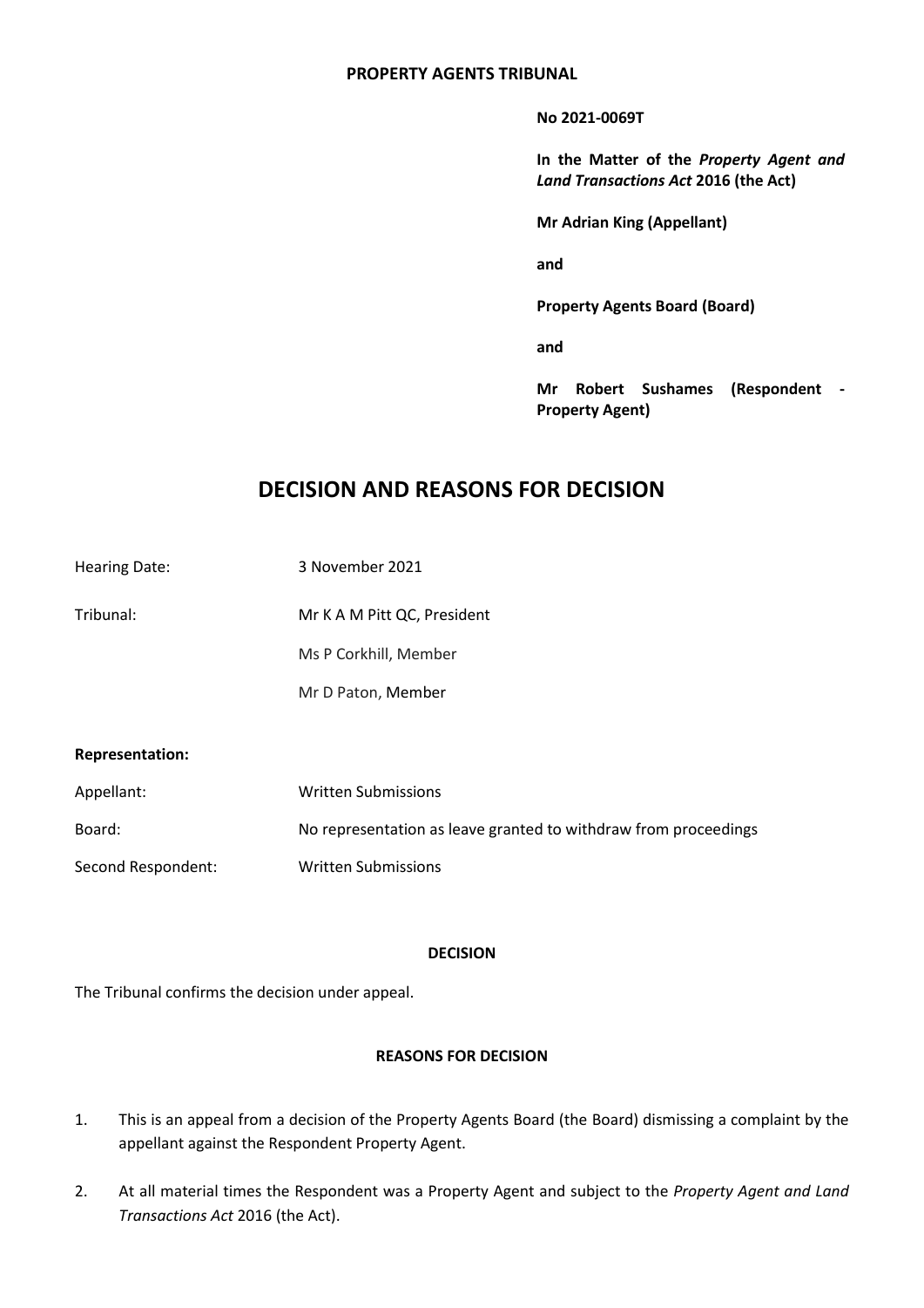**PROPERTY AGENTS TRIBUNAL**

**No 2021-0069T**

**In the Matter of the *Property Agent and Land Transactions Act* 2016 (the Act)**

**Mr Adrian King (Appellant)**

**and**

**Property Agents Board (Board)**

**and**

**Mr Robert Sushames (Respondent - Property Agent)**

# DECISION AND REASONS FOR DECISION

| | |
|---|---|
| Hearing Date: | 3 November 2021 |
| Tribunal: | Mr K A M Pitt QC, President |
| | Ms P Corkhill, Member |
| | Mr D Paton, Member |

**Representation:**

| | |
|---|---|
| Appellant: | Written Submissions |
| Board: | No representation as leave granted to withdraw from proceedings |
| Second Respondent: | Written Submissions |

**DECISION**

The Tribunal confirms the decision under appeal.

**REASONS FOR DECISION**

1. This is an appeal from a decision of the Property Agents Board (the Board) dismissing a complaint by the appellant against the Respondent Property Agent.

2. At all material times the Respondent was a Property Agent and subject to the *Property Agent and Land Transactions Act* 2016 (the Act).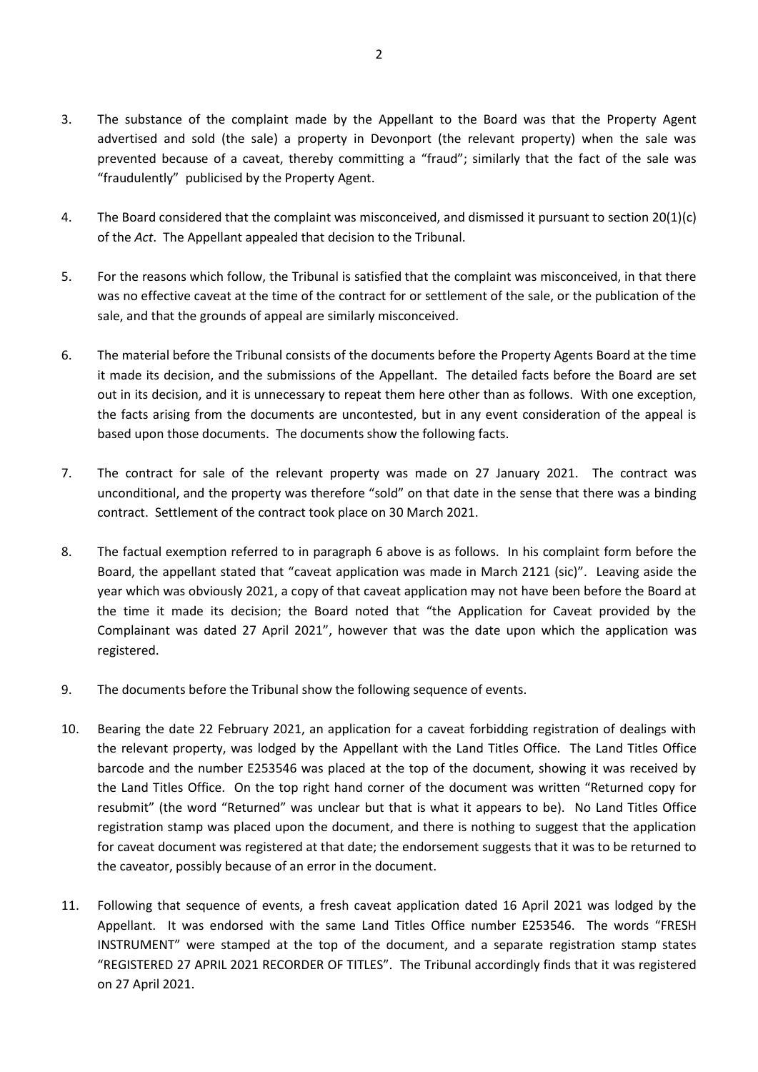3. The substance of the complaint made by the Appellant to the Board was that the Property Agent advertised and sold (the sale) a property in Devonport (the relevant property) when the sale was prevented because of a caveat, thereby committing a "fraud"; similarly that the fact of the sale was "fraudulently" publicised by the Property Agent.

4. The Board considered that the complaint was misconceived, and dismissed it pursuant to section 20(1)(c) of the *Act*. The Appellant appealed that decision to the Tribunal.

5. For the reasons which follow, the Tribunal is satisfied that the complaint was misconceived, in that there was no effective caveat at the time of the contract for or settlement of the sale, or the publication of the sale, and that the grounds of appeal are similarly misconceived.

6. The material before the Tribunal consists of the documents before the Property Agents Board at the time it made its decision, and the submissions of the Appellant. The detailed facts before the Board are set out in its decision, and it is unnecessary to repeat them here other than as follows. With one exception, the facts arising from the documents are uncontested, but in any event consideration of the appeal is based upon those documents. The documents show the following facts.

7. The contract for sale of the relevant property was made on 27 January 2021. The contract was unconditional, and the property was therefore "sold" on that date in the sense that there was a binding contract. Settlement of the contract took place on 30 March 2021.

8. The factual exemption referred to in paragraph 6 above is as follows. In his complaint form before the Board, the appellant stated that "caveat application was made in March 2121 (sic)". Leaving aside the year which was obviously 2021, a copy of that caveat application may not have been before the Board at the time it made its decision; the Board noted that "the Application for Caveat provided by the Complainant was dated 27 April 2021", however that was the date upon which the application was registered.

9. The documents before the Tribunal show the following sequence of events.

10. Bearing the date 22 February 2021, an application for a caveat forbidding registration of dealings with the relevant property, was lodged by the Appellant with the Land Titles Office. The Land Titles Office barcode and the number E253546 was placed at the top of the document, showing it was received by the Land Titles Office. On the top right hand corner of the document was written "Returned copy for resubmit" (the word "Returned" was unclear but that is what it appears to be). No Land Titles Office registration stamp was placed upon the document, and there is nothing to suggest that the application for caveat document was registered at that date; the endorsement suggests that it was to be returned to the caveator, possibly because of an error in the document.

11. Following that sequence of events, a fresh caveat application dated 16 April 2021 was lodged by the Appellant. It was endorsed with the same Land Titles Office number E253546. The words "FRESH INSTRUMENT" were stamped at the top of the document, and a separate registration stamp states "REGISTERED 27 APRIL 2021 RECORDER OF TITLES". The Tribunal accordingly finds that it was registered on 27 April 2021.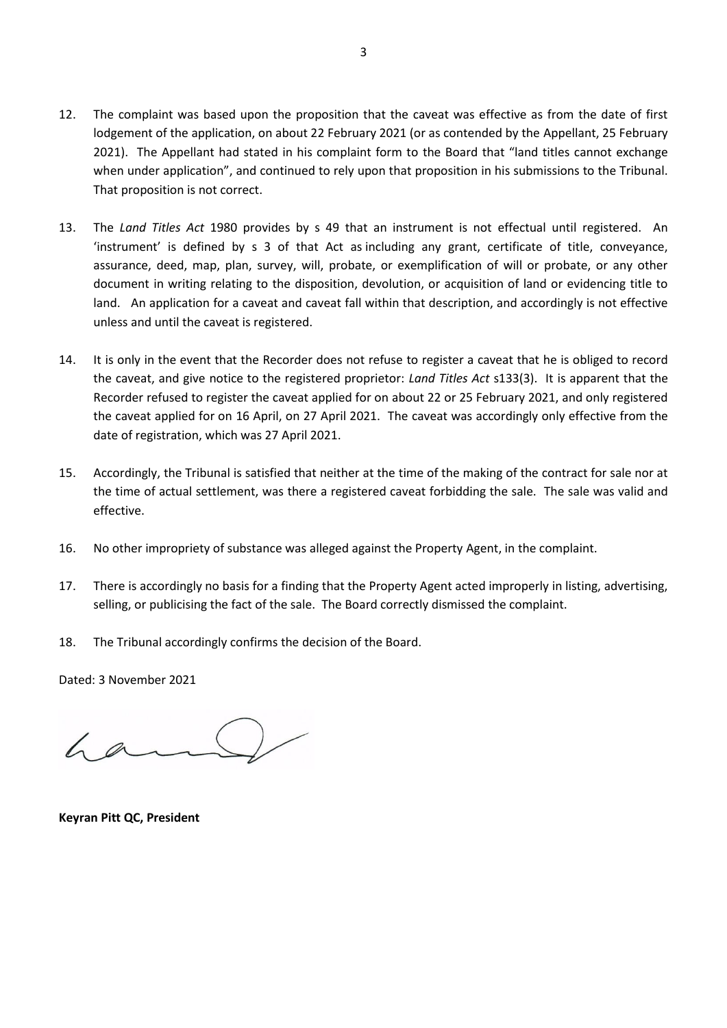12. The complaint was based upon the proposition that the caveat was effective as from the date of first lodgement of the application, on about 22 February 2021 (or as contended by the Appellant, 25 February 2021). The Appellant had stated in his complaint form to the Board that "land titles cannot exchange when under application", and continued to rely upon that proposition in his submissions to the Tribunal. That proposition is not correct.

13. The *Land Titles Act* 1980 provides by s 49 that an instrument is not effectual until registered. An 'instrument' is defined by s 3 of that Act as including any grant, certificate of title, conveyance, assurance, deed, map, plan, survey, will, probate, or exemplification of will or probate, or any other document in writing relating to the disposition, devolution, or acquisition of land or evidencing title to land. An application for a caveat and caveat fall within that description, and accordingly is not effective unless and until the caveat is registered.

14. It is only in the event that the Recorder does not refuse to register a caveat that he is obliged to record the caveat, and give notice to the registered proprietor: *Land Titles Act* s133(3). It is apparent that the Recorder refused to register the caveat applied for on about 22 or 25 February 2021, and only registered the caveat applied for on 16 April, on 27 April 2021. The caveat was accordingly only effective from the date of registration, which was 27 April 2021.

15. Accordingly, the Tribunal is satisfied that neither at the time of the making of the contract for sale nor at the time of actual settlement, was there a registered caveat forbidding the sale. The sale was valid and effective.

16. No other impropriety of substance was alleged against the Property Agent, in the complaint.

17. There is accordingly no basis for a finding that the Property Agent acted improperly in listing, advertising, selling, or publicising the fact of the sale. The Board correctly dismissed the complaint.

18. The Tribunal accordingly confirms the decision of the Board.

Dated: 3 November 2021

**Keyran Pitt QC, President**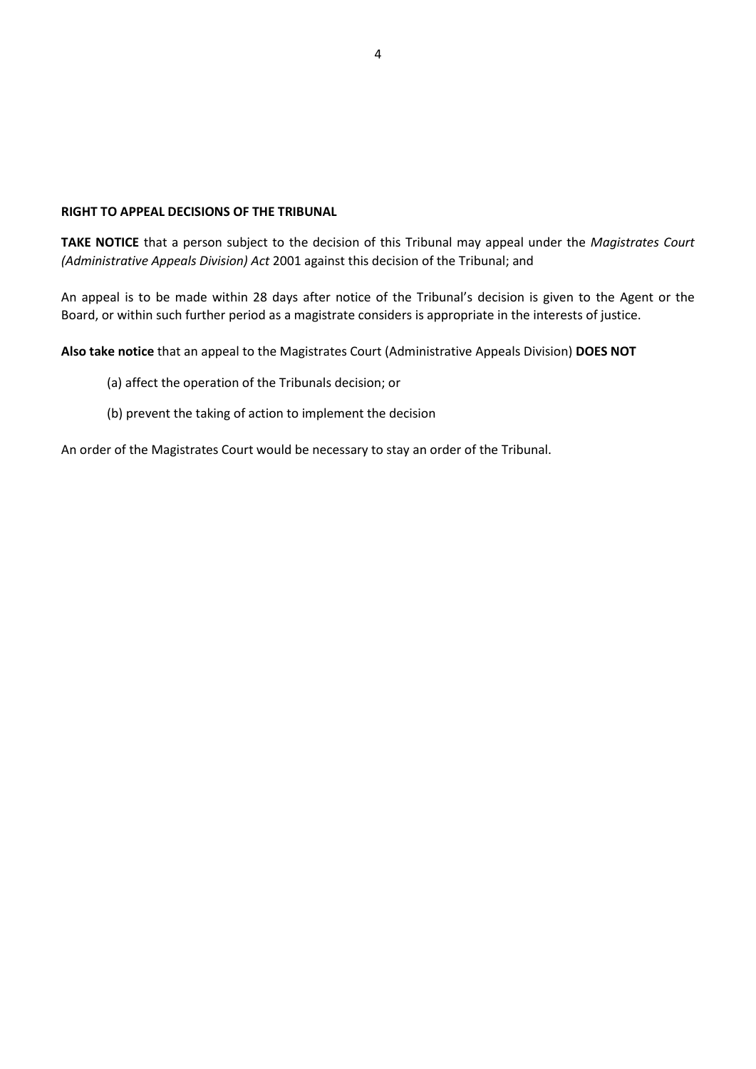**RIGHT TO APPEAL DECISIONS OF THE TRIBUNAL**

**TAKE NOTICE** that a person subject to the decision of this Tribunal may appeal under the *Magistrates Court (Administrative Appeals Division) Act* 2001 against this decision of the Tribunal; and

An appeal is to be made within 28 days after notice of the Tribunal's decision is given to the Agent or the Board, or within such further period as a magistrate considers is appropriate in the interests of justice.

**Also take notice** that an appeal to the Magistrates Court (Administrative Appeals Division) **DOES NOT**

(a) affect the operation of the Tribunals decision; or

(b) prevent the taking of action to implement the decision

An order of the Magistrates Court would be necessary to stay an order of the Tribunal.